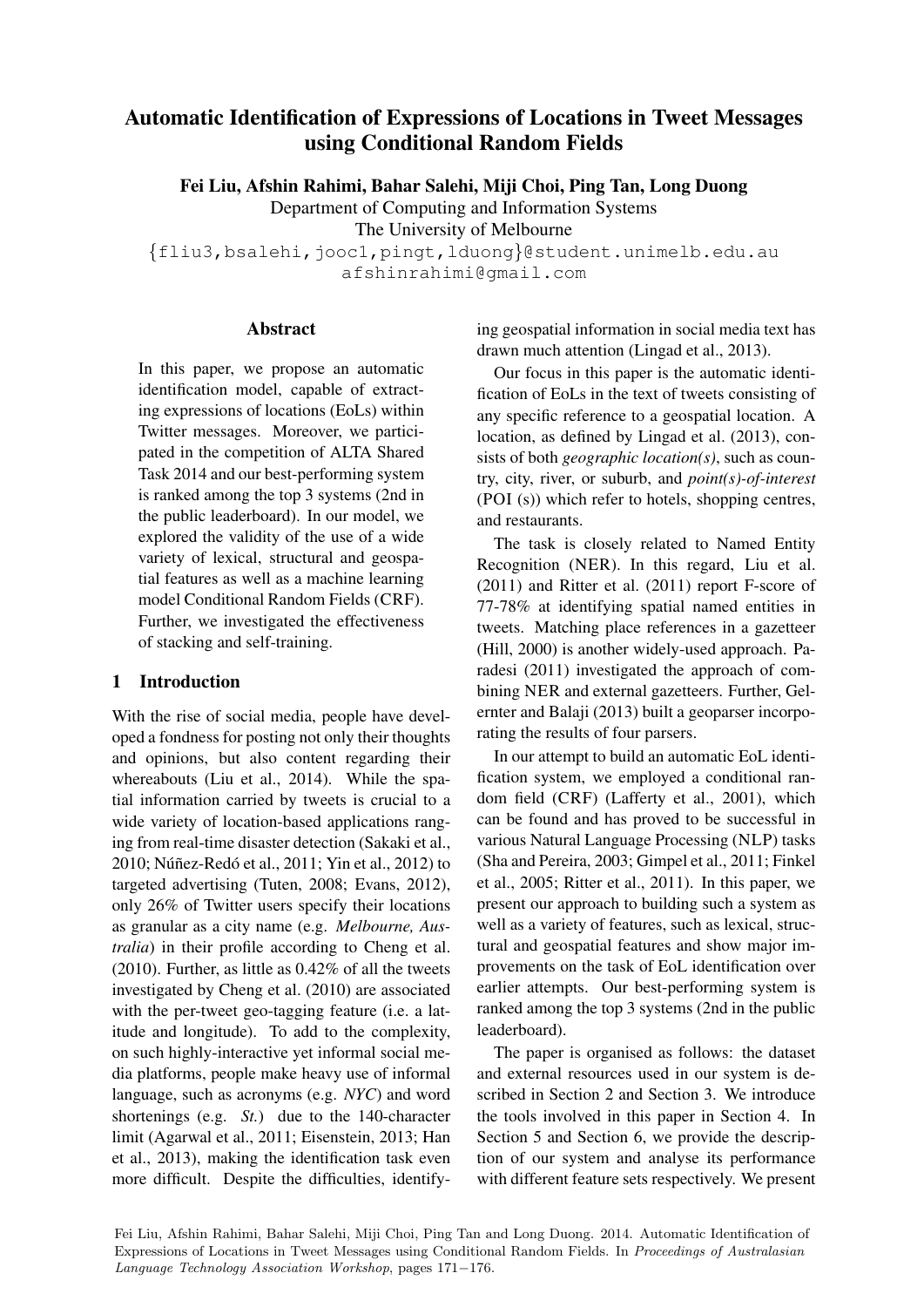# Automatic Identification of Expressions of Locations in Tweet Messages using Conditional Random Fields

**Fei Liu, Afshin Rahimi, Bahar Salehi, Miji Choi, Ping Tan, Long Duong**

Department of Computing and Information Systems
The University of Melbourne
{fliu3,bsalehi,jooc1,pingt,lduong}@student.unimelb.edu.au
afshinrahimi@gmail.com

## Abstract

In this paper, we propose an automatic identification model, capable of extracting expressions of locations (EoLs) within Twitter messages. Moreover, we participated in the competition of ALTA Shared Task 2014 and our best-performing system is ranked among the top 3 systems (2nd in the public leaderboard). In our model, we explored the validity of the use of a wide variety of lexical, structural and geospatial features as well as a machine learning model Conditional Random Fields (CRF). Further, we investigated the effectiveness of stacking and self-training.

## 1 Introduction

With the rise of social media, people have developed a fondness for posting not only their thoughts and opinions, but also content regarding their whereabouts (Liu et al., 2014). While the spatial information carried by tweets is crucial to a wide variety of location-based applications ranging from real-time disaster detection (Sakaki et al., 2010; Núñez-Redó et al., 2011; Yin et al., 2012) to targeted advertising (Tuten, 2008; Evans, 2012), only 26% of Twitter users specify their locations as granular as a city name (e.g. *Melbourne, Australia*) in their profile according to Cheng et al. (2010). Further, as little as 0.42% of all the tweets investigated by Cheng et al. (2010) are associated with the per-tweet geo-tagging feature (i.e. a latitude and longitude). To add to the complexity, on such highly-interactive yet informal social media platforms, people make heavy use of informal language, such as acronyms (e.g. *NYC*) and word shortenings (e.g. *St.*) due to the 140-character limit (Agarwal et al., 2011; Eisenstein, 2013; Han et al., 2013), making the identification task even more difficult. Despite the difficulties, identifying geospatial information in social media text has drawn much attention (Lingad et al., 2013).

Our focus in this paper is the automatic identification of EoLs in the text of tweets consisting of any specific reference to a geospatial location. A location, as defined by Lingad et al. (2013), consists of both *geographic location(s)*, such as country, city, river, or suburb, and *point(s)-of-interest* (POI (s)) which refer to hotels, shopping centres, and restaurants.

The task is closely related to Named Entity Recognition (NER). In this regard, Liu et al. (2011) and Ritter et al. (2011) report F-score of 77-78% at identifying spatial named entities in tweets. Matching place references in a gazetteer (Hill, 2000) is another widely-used approach. Paradesi (2011) investigated the approach of combining NER and external gazetteers. Further, Gelernter and Balaji (2013) built a geoparser incorporating the results of four parsers.

In our attempt to build an automatic EoL identification system, we employed a conditional random field (CRF) (Lafferty et al., 2001), which can be found and has proved to be successful in various Natural Language Processing (NLP) tasks (Sha and Pereira, 2003; Gimpel et al., 2011; Finkel et al., 2005; Ritter et al., 2011). In this paper, we present our approach to building such a system as well as a variety of features, such as lexical, structural and geospatial features and show major improvements on the task of EoL identification over earlier attempts. Our best-performing system is ranked among the top 3 systems (2nd in the public leaderboard).

The paper is organised as follows: the dataset and external resources used in our system is described in Section 2 and Section 3. We introduce the tools involved in this paper in Section 4. In Section 5 and Section 6, we provide the description of our system and analyse its performance with different feature sets respectively. We present

Fei Liu, Afshin Rahimi, Bahar Salehi, Miji Choi, Ping Tan and Long Duong. 2014. Automatic Identification of Expressions of Locations in Tweet Messages using Conditional Random Fields. In *Proceedings of Australasian Language Technology Association Workshop*, pages 171−176.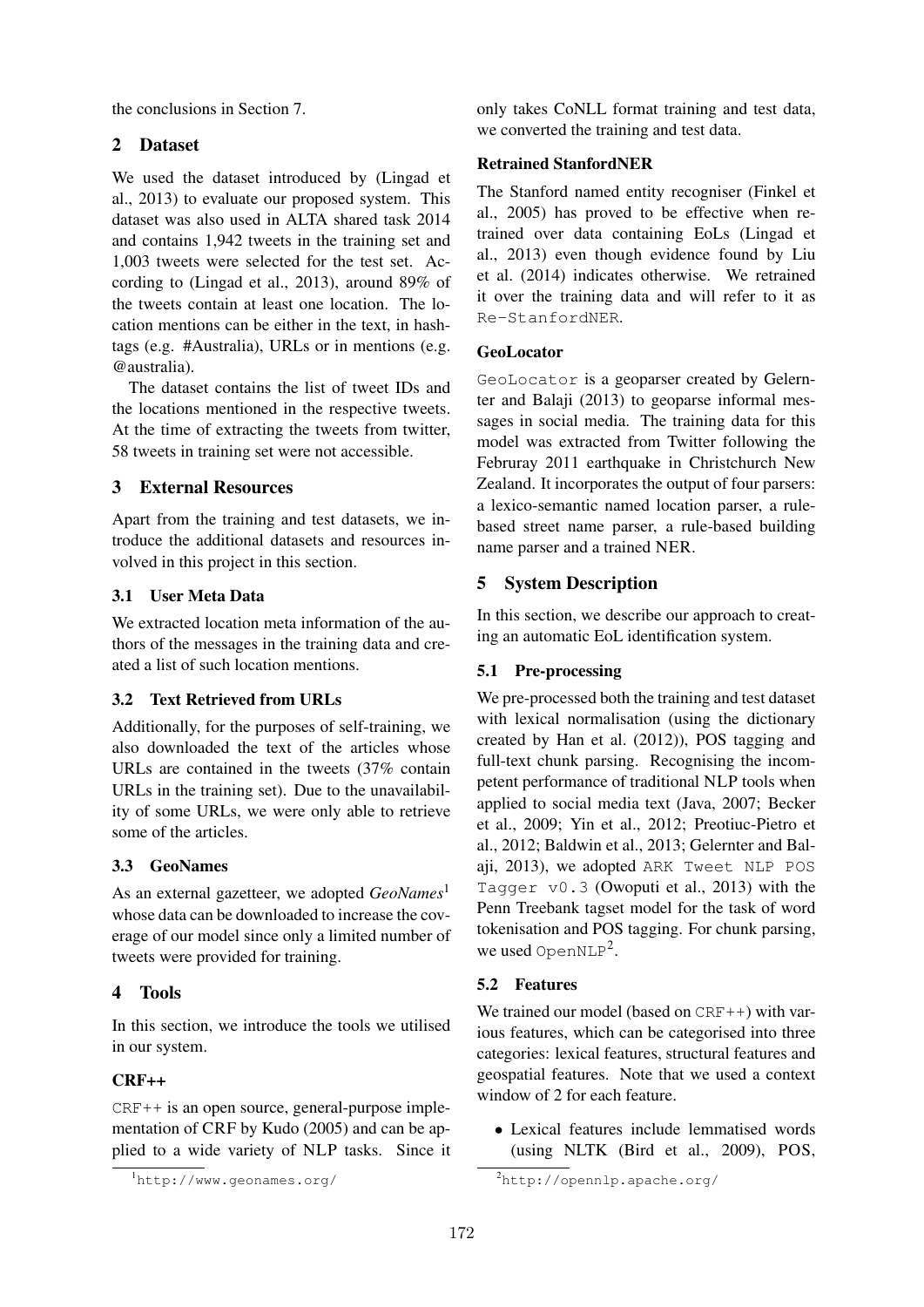the conclusions in Section 7.

## 2 Dataset

We used the dataset introduced by (Lingad et al., 2013) to evaluate our proposed system. This dataset was also used in ALTA shared task 2014 and contains 1,942 tweets in the training set and 1,003 tweets were selected for the test set. According to (Lingad et al., 2013), around 89% of the tweets contain at least one location. The location mentions can be either in the text, in hashtags (e.g. #Australia), URLs or in mentions (e.g. @australia).

The dataset contains the list of tweet IDs and the locations mentioned in the respective tweets. At the time of extracting the tweets from twitter, 58 tweets in training set were not accessible.

## 3 External Resources

Apart from the training and test datasets, we introduce the additional datasets and resources involved in this project in this section.

### 3.1 User Meta Data

We extracted location meta information of the authors of the messages in the training data and created a list of such location mentions.

### 3.2 Text Retrieved from URLs

Additionally, for the purposes of self-training, we also downloaded the text of the articles whose URLs are contained in the tweets (37% contain URLs in the training set). Due to the unavailability of some URLs, we were only able to retrieve some of the articles.

### 3.3 GeoNames

As an external gazetteer, we adopted *GeoNames*[1] whose data can be downloaded to increase the coverage of our model since only a limited number of tweets were provided for training.

## 4 Tools

In this section, we introduce the tools we utilised in our system.

**CRF++**

`CRF++` is an open source, general-purpose implementation of CRF by Kudo (2005) and can be applied to a wide variety of NLP tasks. Since it only takes CoNLL format training and test data, we converted the training and test data.

**Retrained StanfordNER**

The Stanford named entity recogniser (Finkel et al., 2005) has proved to be effective when retrained over data containing EoLs (Lingad et al., 2013) even though evidence found by Liu et al. (2014) indicates otherwise. We retrained it over the training data and will refer to it as `Re-StanfordNER`.

**GeoLocator**

`GeoLocator` is a geoparser created by Gelernter and Balaji (2013) to geoparse informal messages in social media. The training data for this model was extracted from Twitter following the Februray 2011 earthquake in Christchurch New Zealand. It incorporates the output of four parsers: a lexico-semantic named location parser, a rule-based street name parser, a rule-based building name parser and a trained NER.

## 5 System Description

In this section, we describe our approach to creating an automatic EoL identification system.

### 5.1 Pre-processing

We pre-processed both the training and test dataset with lexical normalisation (using the dictionary created by Han et al. (2012)), POS tagging and full-text chunk parsing. Recognising the incompetent performance of traditional NLP tools when applied to social media text (Java, 2007; Becker et al., 2009; Yin et al., 2012; Preotiuc-Pietro et al., 2012; Baldwin et al., 2013; Gelernter and Balaji, 2013), we adopted `ARK Tweet NLP POS Tagger v0.3` (Owoputi et al., 2013) with the Penn Treebank tagset model for the task of word tokenisation and POS tagging. For chunk parsing, we used `OpenNLP`[2].

### 5.2 Features

We trained our model (based on `CRF++`) with various features, which can be categorised into three categories: lexical features, structural features and geospatial features. Note that we used a context window of 2 for each feature.

- Lexical features include lemmatised words (using NLTK (Bird et al., 2009), POS,

[1] http://www.geonames.org/

[2] http://opennlp.apache.org/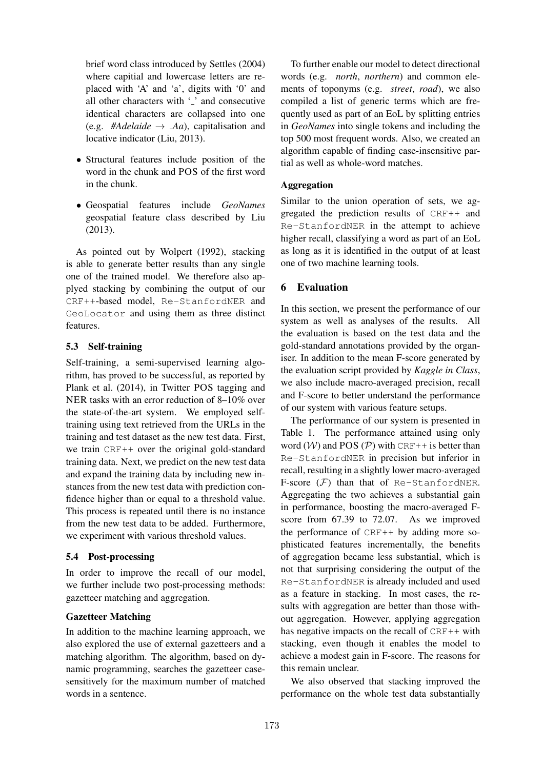brief word class introduced by Settles (2004) where capitial and lowercase letters are replaced with 'A' and 'a', digits with '0' and all other characters with '_' and consecutive identical characters are collapsed into one (e.g. *#Adelaide* → *_Aa*), capitalisation and locative indicator (Liu, 2013).

- Structural features include position of the word in the chunk and POS of the first word in the chunk.
- Geospatial features include *GeoNames* geospatial feature class described by Liu (2013).

As pointed out by Wolpert (1992), stacking is able to generate better results than any single one of the trained model. We therefore also applyed stacking by combining the output of our `CRF++`-based model, `Re-StanfordNER` and `GeoLocator` and using them as three distinct features.

### 5.3 Self-training

Self-training, a semi-supervised learning algorithm, has proved to be successful, as reported by Plank et al. (2014), in Twitter POS tagging and NER tasks with an error reduction of 8–10% over the state-of-the-art system. We employed self-training using text retrieved from the URLs in the training and test dataset as the new test data. First, we train `CRF++` over the original gold-standard training data. Next, we predict on the new test data and expand the training data by including new instances from the new test data with prediction confidence higher than or equal to a threshold value. This process is repeated until there is no instance from the new test data to be added. Furthermore, we experiment with various threshold values.

### 5.4 Post-processing

In order to improve the recall of our model, we further include two post-processing methods: gazetteer matching and aggregation.

#### Gazetteer Matching

In addition to the machine learning approach, we also explored the use of external gazetteers and a matching algorithm. The algorithm, based on dynamic programming, searches the gazetteer case-sensitively for the maximum number of matched words in a sentence.

To further enable our model to detect directional words (e.g. *north*, *northern*) and common elements of toponyms (e.g. *street*, *road*), we also compiled a list of generic terms which are frequently used as part of an EoL by splitting entries in *GeoNames* into single tokens and including the top 500 most frequent words. Also, we created an algorithm capable of finding case-insensitive partial as well as whole-word matches.

#### Aggregation

Similar to the union operation of sets, we aggregated the prediction results of `CRF++` and `Re-StanfordNER` in the attempt to achieve higher recall, classifying a word as part of an EoL as long as it is identified in the output of at least one of two machine learning tools.

## 6 Evaluation

In this section, we present the performance of our system as well as analyses of the results. All the evaluation is based on the test data and the gold-standard annotations provided by the organiser. In addition to the mean F-score generated by the evaluation script provided by *Kaggle in Class*, we also include macro-averaged precision, recall and F-score to better understand the performance of our system with various feature setups.

The performance of our system is presented in Table 1. The performance attained using only word ($\mathcal{W}$) and POS ($\mathcal{P}$) with `CRF++` is better than `Re-StanfordNER` in precision but inferior in recall, resulting in a slightly lower macro-averaged F-score ($\mathcal{F}$) than that of `Re-StanfordNER`. Aggregating the two achieves a substantial gain in performance, boosting the macro-averaged F-score from 67.39 to 72.07. As we improved the performance of `CRF++` by adding more sophisticated features incrementally, the benefits of aggregation became less substantial, which is not that surprising considering the output of the `Re-StanfordNER` is already included and used as a feature in stacking. In most cases, the results with aggregation are better than those without aggregation. However, applying aggregation has negative impacts on the recall of `CRF++` with stacking, even though it enables the model to achieve a modest gain in F-score. The reasons for this remain unclear.

We also observed that stacking improved the performance on the whole test data substantially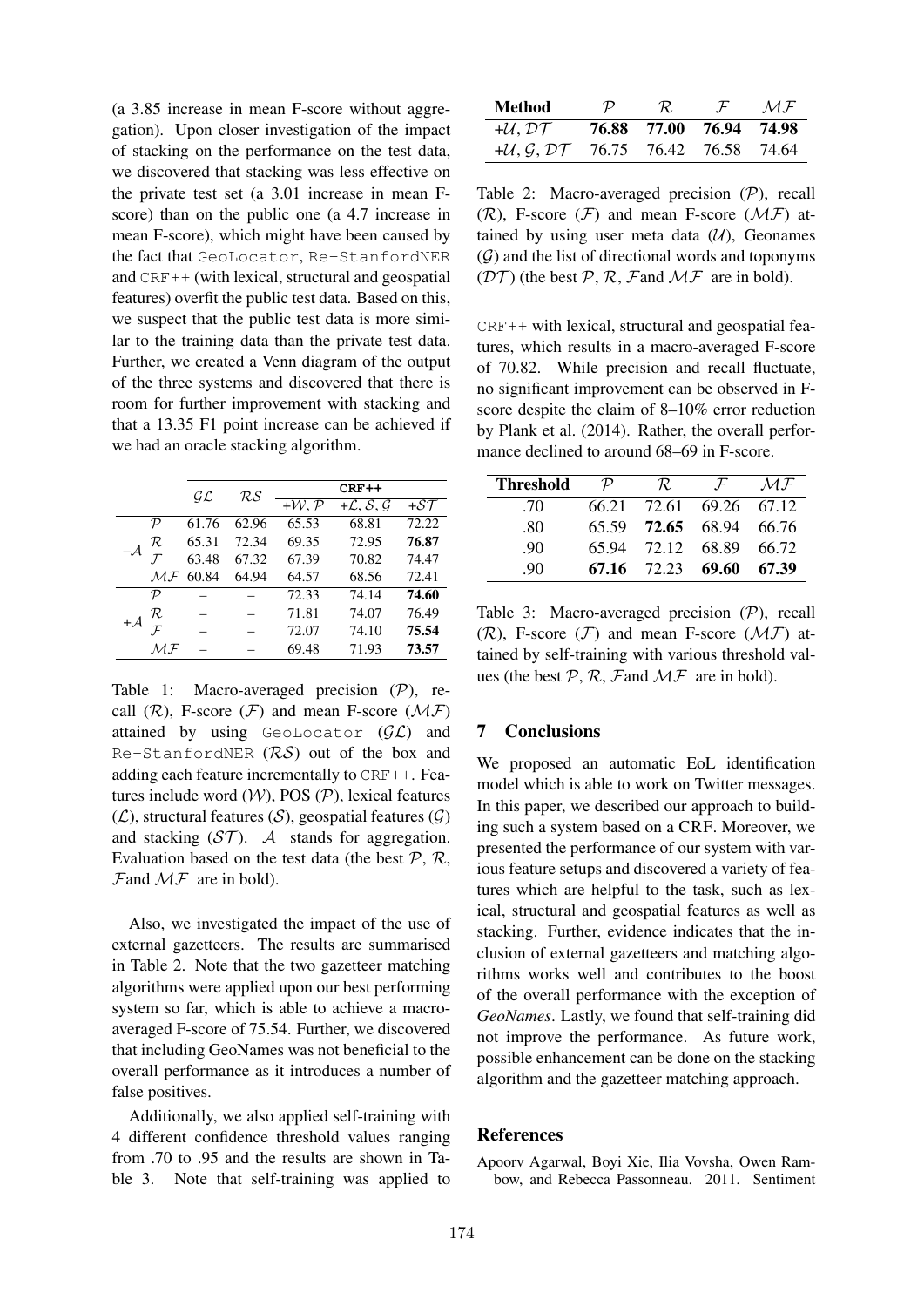(a 3.85 increase in mean F-score without aggregation). Upon closer investigation of the impact of stacking on the performance on the test data, we discovered that stacking was less effective on the private test set (a 3.01 increase in mean F-score) than on the public one (a 4.7 increase in mean F-score), which might have been caused by the fact that GeoLocator, Re-StanfordNER and CRF++ (with lexical, structural and geospatial features) overfit the public test data. Based on this, we suspect that the public test data is more similar to the training data than the private test data. Further, we created a Venn diagram of the output of the three systems and discovered that there is room for further improvement with stacking and that a 13.35 F1 point increase can be achieved if we had an oracle stacking algorithm.

| | | $\mathcal{GL}$ | $\mathcal{RS}$ | CRF++ | | |
|---|---|---|---|---|---|---|
| | | | | $+\mathcal{W}, \mathcal{P}$ | $+\mathcal{L}, \mathcal{S}, \mathcal{G}$ | $+\mathcal{ST}$ |
| $-\mathcal{A}$ | $\mathcal{P}$ | 61.76 | 62.96 | 65.53 | 68.81 | 72.22 |
| | $\mathcal{R}$ | 65.31 | 72.34 | 69.35 | 72.95 | **76.87** |
| | $\mathcal{F}$ | 63.48 | 67.32 | 67.39 | 70.82 | 74.47 |
| | $\mathcal{MF}$ | 60.84 | 64.94 | 64.57 | 68.56 | 72.41 |
| $+\mathcal{A}$ | $\mathcal{P}$ | – | – | 72.33 | 74.14 | **74.60** |
| | $\mathcal{R}$ | – | – | 71.81 | 74.07 | 76.49 |
| | $\mathcal{F}$ | – | – | 72.07 | 74.10 | **75.54** |
| | $\mathcal{MF}$ | – | – | 69.48 | 71.93 | **73.57** |

Table 1: Macro-averaged precision ($\mathcal{P}$), recall ($\mathcal{R}$), F-score ($\mathcal{F}$) and mean F-score ($\mathcal{MF}$) attained by using GeoLocator ($\mathcal{GL}$) and Re-StanfordNER ($\mathcal{RS}$) out of the box and adding each feature incrementally to CRF++. Features include word ($\mathcal{W}$), POS ($\mathcal{P}$), lexical features ($\mathcal{L}$), structural features ($\mathcal{S}$), geospatial features ($\mathcal{G}$) and stacking ($\mathcal{ST}$). $\mathcal{A}$ stands for aggregation. Evaluation based on the test data (the best $\mathcal{P}$, $\mathcal{R}$, $\mathcal{F}$and $\mathcal{MF}$ are in bold).

Also, we investigated the impact of the use of external gazetteers. The results are summarised in Table 2. Note that the two gazetteer matching algorithms were applied upon our best performing system so far, which is able to achieve a macro-averaged F-score of 75.54. Further, we discovered that including GeoNames was not beneficial to the overall performance as it introduces a number of false positives.

Additionally, we also applied self-training with 4 different confidence threshold values ranging from .70 to .95 and the results are shown in Table 3. Note that self-training was applied to

| Method | $\mathcal{P}$ | $\mathcal{R}$ | $\mathcal{F}$ | $\mathcal{MF}$ |
|---|---|---|---|---|
| $+\mathcal{U}, \mathcal{DT}$ | **76.88** | **77.00** | **76.94** | **74.98** |
| $+\mathcal{U}, \mathcal{G}, \mathcal{DT}$ | 76.75 | 76.42 | 76.58 | 74.64 |

Table 2: Macro-averaged precision ($\mathcal{P}$), recall ($\mathcal{R}$), F-score ($\mathcal{F}$) and mean F-score ($\mathcal{MF}$) attained by using user meta data ($\mathcal{U}$), Geonames ($\mathcal{G}$) and the list of directional words and toponyms ($\mathcal{DT}$) (the best $\mathcal{P}$, $\mathcal{R}$, $\mathcal{F}$and $\mathcal{MF}$ are in bold).

CRF++ with lexical, structural and geospatial features, which results in a macro-averaged F-score of 70.82. While precision and recall fluctuate, no significant improvement can be observed in F-score despite the claim of 8–10% error reduction by Plank et al. (2014). Rather, the overall performance declined to around 68–69 in F-score.

| Threshold | $\mathcal{P}$ | $\mathcal{R}$ | $\mathcal{F}$ | $\mathcal{MF}$ |
|---|---|---|---|---|
| .70 | 66.21 | 72.61 | 69.26 | 67.12 |
| .80 | 65.59 | **72.65** | 68.94 | 66.76 |
| .90 | 65.94 | 72.12 | 68.89 | 66.72 |
| .90 | **67.16** | 72.23 | **69.60** | **67.39** |

Table 3: Macro-averaged precision ($\mathcal{P}$), recall ($\mathcal{R}$), F-score ($\mathcal{F}$) and mean F-score ($\mathcal{MF}$) attained by self-training with various threshold values (the best $\mathcal{P}$, $\mathcal{R}$, $\mathcal{F}$and $\mathcal{MF}$ are in bold).

## 7 Conclusions

We proposed an automatic EoL identification model which is able to work on Twitter messages. In this paper, we described our approach to building such a system based on a CRF. Moreover, we presented the performance of our system with various feature setups and discovered a variety of features which are helpful to the task, such as lexical, structural and geospatial features as well as stacking. Further, evidence indicates that the inclusion of external gazetteers and matching algorithms works well and contributes to the boost of the overall performance with the exception of *GeoNames*. Lastly, we found that self-training did not improve the performance. As future work, possible enhancement can be done on the stacking algorithm and the gazetteer matching approach.

## References

Apoorv Agarwal, Boyi Xie, Ilia Vovsha, Owen Rambow, and Rebecca Passonneau. 2011. Sentiment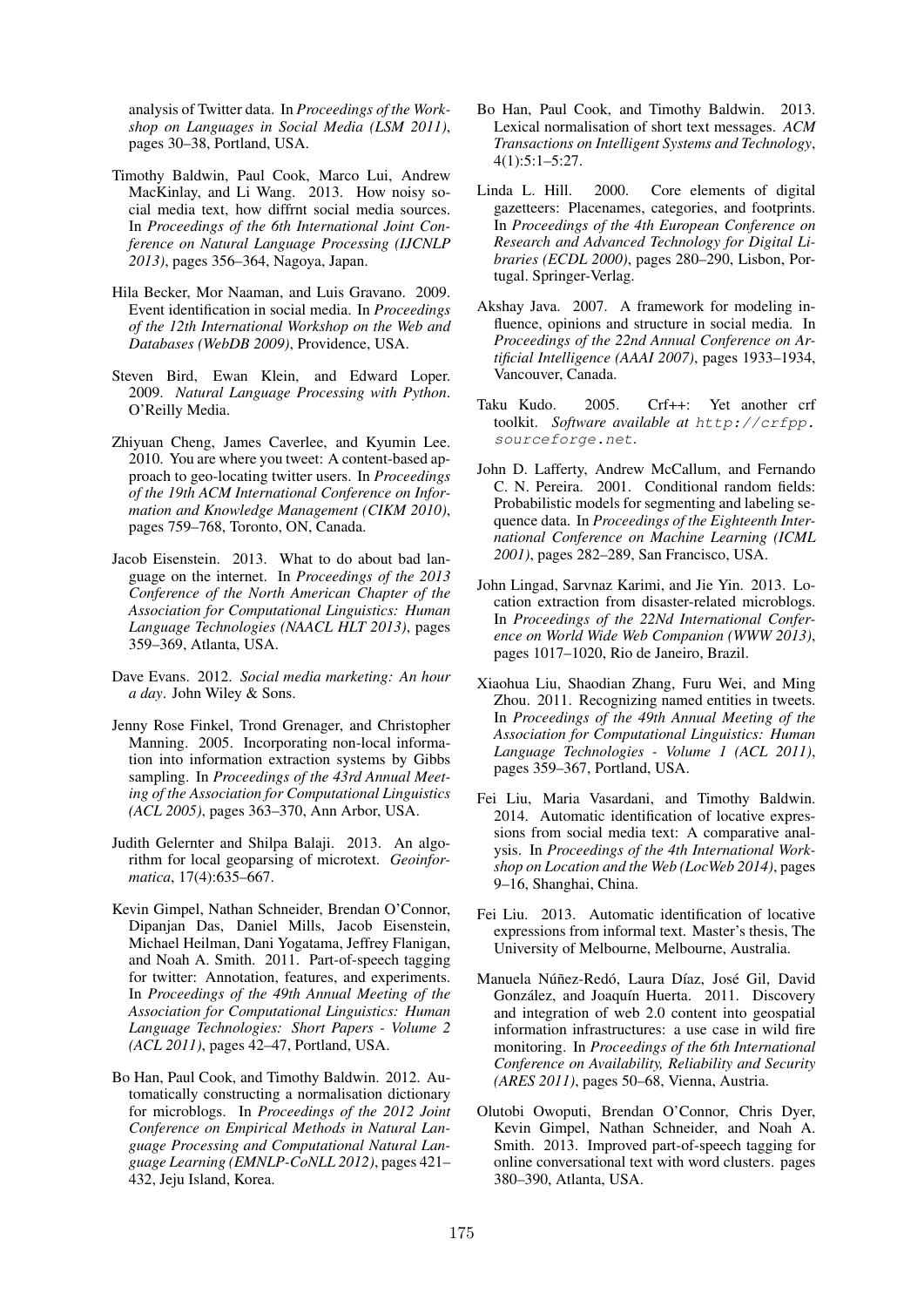analysis of Twitter data. In *Proceedings of the Workshop on Languages in Social Media (LSM 2011)*, pages 30–38, Portland, USA.

Timothy Baldwin, Paul Cook, Marco Lui, Andrew MacKinlay, and Li Wang. 2013. How noisy social media text, how diffrnt social media sources. In *Proceedings of the 6th International Joint Conference on Natural Language Processing (IJCNLP 2013)*, pages 356–364, Nagoya, Japan.

Hila Becker, Mor Naaman, and Luis Gravano. 2009. Event identification in social media. In *Proceedings of the 12th International Workshop on the Web and Databases (WebDB 2009)*, Providence, USA.

Steven Bird, Ewan Klein, and Edward Loper. 2009. *Natural Language Processing with Python*. O'Reilly Media.

Zhiyuan Cheng, James Caverlee, and Kyumin Lee. 2010. You are where you tweet: A content-based approach to geo-locating twitter users. In *Proceedings of the 19th ACM International Conference on Information and Knowledge Management (CIKM 2010)*, pages 759–768, Toronto, ON, Canada.

Jacob Eisenstein. 2013. What to do about bad language on the internet. In *Proceedings of the 2013 Conference of the North American Chapter of the Association for Computational Linguistics: Human Language Technologies (NAACL HLT 2013)*, pages 359–369, Atlanta, USA.

Dave Evans. 2012. *Social media marketing: An hour a day*. John Wiley & Sons.

Jenny Rose Finkel, Trond Grenager, and Christopher Manning. 2005. Incorporating non-local information into information extraction systems by Gibbs sampling. In *Proceedings of the 43rd Annual Meeting of the Association for Computational Linguistics (ACL 2005)*, pages 363–370, Ann Arbor, USA.

Judith Gelernter and Shilpa Balaji. 2013. An algorithm for local geoparsing of microtext. *Geoinformatica*, 17(4):635–667.

Kevin Gimpel, Nathan Schneider, Brendan O'Connor, Dipanjan Das, Daniel Mills, Jacob Eisenstein, Michael Heilman, Dani Yogatama, Jeffrey Flanigan, and Noah A. Smith. 2011. Part-of-speech tagging for twitter: Annotation, features, and experiments. In *Proceedings of the 49th Annual Meeting of the Association for Computational Linguistics: Human Language Technologies: Short Papers - Volume 2 (ACL 2011)*, pages 42–47, Portland, USA.

Bo Han, Paul Cook, and Timothy Baldwin. 2012. Automatically constructing a normalisation dictionary for microblogs. In *Proceedings of the 2012 Joint Conference on Empirical Methods in Natural Language Processing and Computational Natural Language Learning (EMNLP-CoNLL 2012)*, pages 421–432, Jeju Island, Korea.

Bo Han, Paul Cook, and Timothy Baldwin. 2013. Lexical normalisation of short text messages. *ACM Transactions on Intelligent Systems and Technology*, 4(1):5:1–5:27.

Linda L. Hill. 2000. Core elements of digital gazetteers: Placenames, categories, and footprints. In *Proceedings of the 4th European Conference on Research and Advanced Technology for Digital Libraries (ECDL 2000)*, pages 280–290, Lisbon, Portugal. Springer-Verlag.

Akshay Java. 2007. A framework for modeling influence, opinions and structure in social media. In *Proceedings of the 22nd Annual Conference on Artificial Intelligence (AAAI 2007)*, pages 1933–1934, Vancouver, Canada.

Taku Kudo. 2005. Crf++: Yet another crf toolkit. *Software available at* `http://crfpp.sourceforge.net`.

John D. Lafferty, Andrew McCallum, and Fernando C. N. Pereira. 2001. Conditional random fields: Probabilistic models for segmenting and labeling sequence data. In *Proceedings of the Eighteenth International Conference on Machine Learning (ICML 2001)*, pages 282–289, San Francisco, USA.

John Lingad, Sarvnaz Karimi, and Jie Yin. 2013. Location extraction from disaster-related microblogs. In *Proceedings of the 22Nd International Conference on World Wide Web Companion (WWW 2013)*, pages 1017–1020, Rio de Janeiro, Brazil.

Xiaohua Liu, Shaodian Zhang, Furu Wei, and Ming Zhou. 2011. Recognizing named entities in tweets. In *Proceedings of the 49th Annual Meeting of the Association for Computational Linguistics: Human Language Technologies - Volume 1 (ACL 2011)*, pages 359–367, Portland, USA.

Fei Liu, Maria Vasardani, and Timothy Baldwin. 2014. Automatic identification of locative expressions from social media text: A comparative analysis. In *Proceedings of the 4th International Workshop on Location and the Web (LocWeb 2014)*, pages 9–16, Shanghai, China.

Fei Liu. 2013. Automatic identification of locative expressions from informal text. Master's thesis, The University of Melbourne, Melbourne, Australia.

Manuela Núñez-Redó, Laura Díaz, José Gil, David González, and Joaquín Huerta. 2011. Discovery and integration of web 2.0 content into geospatial information infrastructures: a use case in wild fire monitoring. In *Proceedings of the 6th International Conference on Availability, Reliability and Security (ARES 2011)*, pages 50–68, Vienna, Austria.

Olutobi Owoputi, Brendan O'Connor, Chris Dyer, Kevin Gimpel, Nathan Schneider, and Noah A. Smith. 2013. Improved part-of-speech tagging for online conversational text with word clusters. pages 380–390, Atlanta, USA.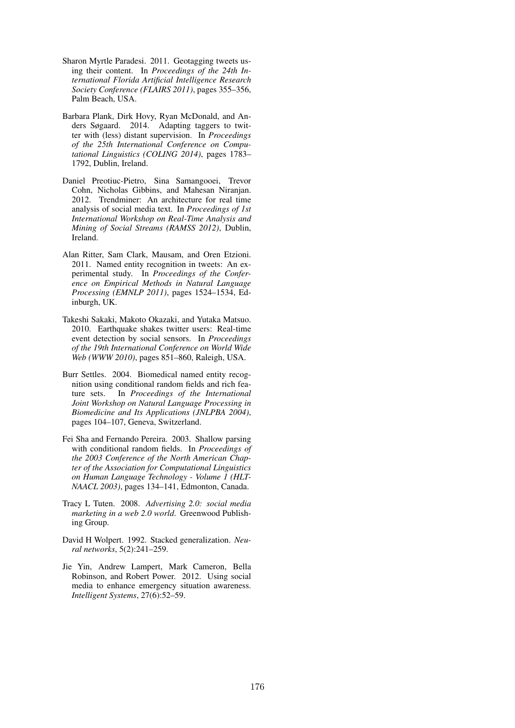Sharon Myrtle Paradesi. 2011. Geotagging tweets using their content. In *Proceedings of the 24th International Florida Artificial Intelligence Research Society Conference (FLAIRS 2011)*, pages 355–356, Palm Beach, USA.

Barbara Plank, Dirk Hovy, Ryan McDonald, and Anders Søgaard. 2014. Adapting taggers to twitter with (less) distant supervision. In *Proceedings of the 25th International Conference on Computational Linguistics (COLING 2014)*, pages 1783–1792, Dublin, Ireland.

Daniel Preotiuc-Pietro, Sina Samangooei, Trevor Cohn, Nicholas Gibbins, and Mahesan Niranjan. 2012. Trendminer: An architecture for real time analysis of social media text. In *Proceedings of 1st International Workshop on Real-Time Analysis and Mining of Social Streams (RAMSS 2012)*, Dublin, Ireland.

Alan Ritter, Sam Clark, Mausam, and Oren Etzioni. 2011. Named entity recognition in tweets: An experimental study. In *Proceedings of the Conference on Empirical Methods in Natural Language Processing (EMNLP 2011)*, pages 1524–1534, Edinburgh, UK.

Takeshi Sakaki, Makoto Okazaki, and Yutaka Matsuo. 2010. Earthquake shakes twitter users: Real-time event detection by social sensors. In *Proceedings of the 19th International Conference on World Wide Web (WWW 2010)*, pages 851–860, Raleigh, USA.

Burr Settles. 2004. Biomedical named entity recognition using conditional random fields and rich feature sets. In *Proceedings of the International Joint Workshop on Natural Language Processing in Biomedicine and Its Applications (JNLPBA 2004)*, pages 104–107, Geneva, Switzerland.

Fei Sha and Fernando Pereira. 2003. Shallow parsing with conditional random fields. In *Proceedings of the 2003 Conference of the North American Chapter of the Association for Computational Linguistics on Human Language Technology - Volume 1 (HLT-NAACL 2003)*, pages 134–141, Edmonton, Canada.

Tracy L Tuten. 2008. *Advertising 2.0: social media marketing in a web 2.0 world*. Greenwood Publishing Group.

David H Wolpert. 1992. Stacked generalization. *Neural networks*, 5(2):241–259.

Jie Yin, Andrew Lampert, Mark Cameron, Bella Robinson, and Robert Power. 2012. Using social media to enhance emergency situation awareness. *Intelligent Systems*, 27(6):52–59.